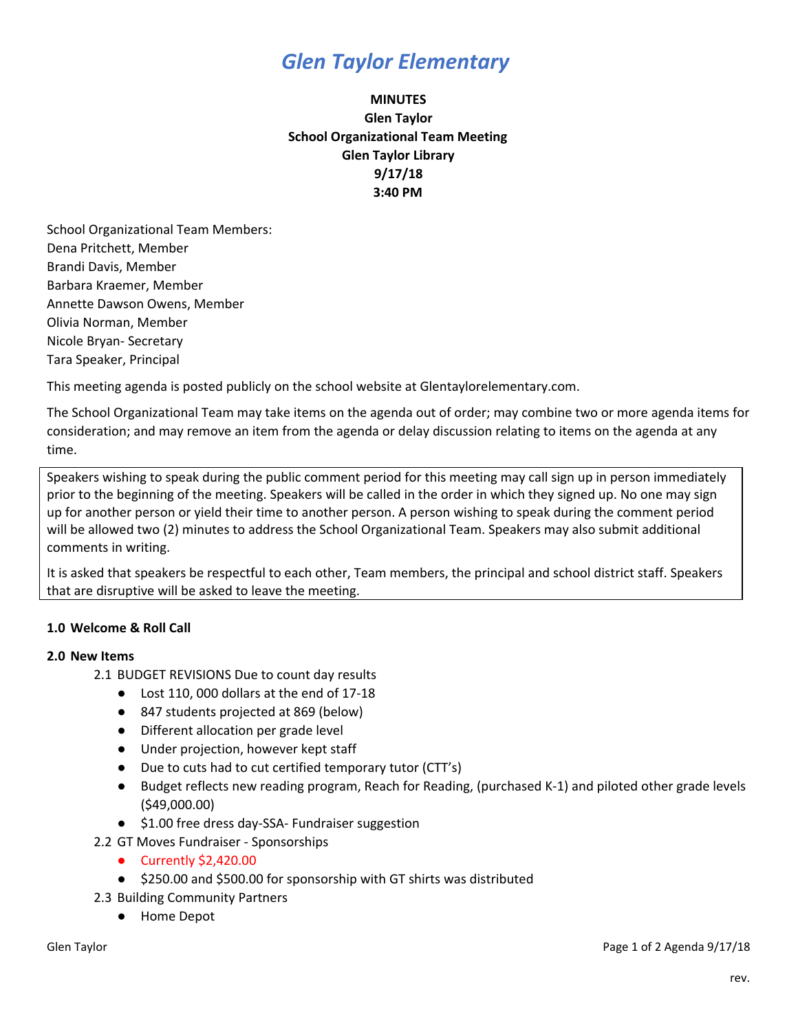# *Glen Taylor Elementary*

**MINUTES**
**Glen Taylor**
**School Organizational Team Meeting**
**Glen Taylor Library**
**9/17/18**
**3:40 PM**

School Organizational Team Members:
Dena Pritchett, Member
Brandi Davis, Member
Barbara Kraemer, Member
Annette Dawson Owens, Member
Olivia Norman, Member
Nicole Bryan- Secretary
Tara Speaker, Principal

This meeting agenda is posted publicly on the school website at Glentaylorelementary.com.

The School Organizational Team may take items on the agenda out of order; may combine two or more agenda items for consideration; and may remove an item from the agenda or delay discussion relating to items on the agenda at any time.

Speakers wishing to speak during the public comment period for this meeting may call sign up in person immediately prior to the beginning of the meeting. Speakers will be called in the order in which they signed up. No one may sign up for another person or yield their time to another person. A person wishing to speak during the comment period will be allowed two (2) minutes to address the School Organizational Team. Speakers may also submit additional comments in writing.

It is asked that speakers be respectful to each other, Team members, the principal and school district staff. Speakers that are disruptive will be asked to leave the meeting.

**1.0 Welcome & Roll Call**

**2.0 New Items**

2.1 BUDGET REVISIONS Due to count day results

- Lost 110, 000 dollars at the end of 17-18
- 847 students projected at 869 (below)
- Different allocation per grade level
- Under projection, however kept staff
- Due to cuts had to cut certified temporary tutor (CTT's)
- Budget reflects new reading program, Reach for Reading, (purchased K-1) and piloted other grade levels ($49,000.00)
- $1.00 free dress day-SSA- Fundraiser suggestion

2.2 GT Moves Fundraiser - Sponsorships

- Currently $2,420.00
- $250.00 and $500.00 for sponsorship with GT shirts was distributed

2.3 Building Community Partners

- Home Depot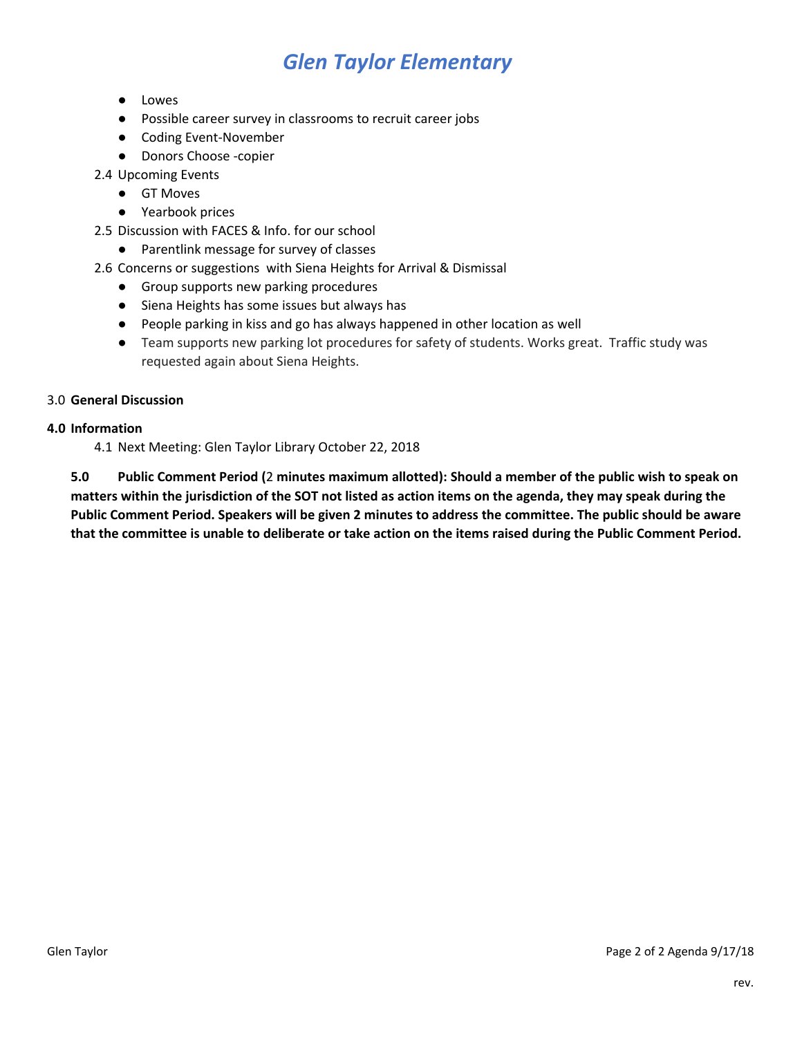# Glen Taylor Elementary

- Lowes
- Possible career survey in classrooms to recruit career jobs
- Coding Event-November
- Donors Choose -copier

2.4 Upcoming Events

- GT Moves
- Yearbook prices

2.5 Discussion with FACES & Info. for our school

- Parentlink message for survey of classes

2.6 Concerns or suggestions with Siena Heights for Arrival & Dismissal

- Group supports new parking procedures
- Siena Heights has some issues but always has
- People parking in kiss and go has always happened in other location as well
- Team supports new parking lot procedures for safety of students. Works great. Traffic study was requested again about Siena Heights.

3.0 **General Discussion**

**4.0 Information**

4.1 Next Meeting: Glen Taylor Library October 22, 2018

**5.0 Public Comment Period (**2 **minutes maximum allotted): Should a member of the public wish to speak on matters within the jurisdiction of the SOT not listed as action items on the agenda, they may speak during the Public Comment Period. Speakers will be given 2 minutes to address the committee. The public should be aware that the committee is unable to deliberate or take action on the items raised during the Public Comment Period.**